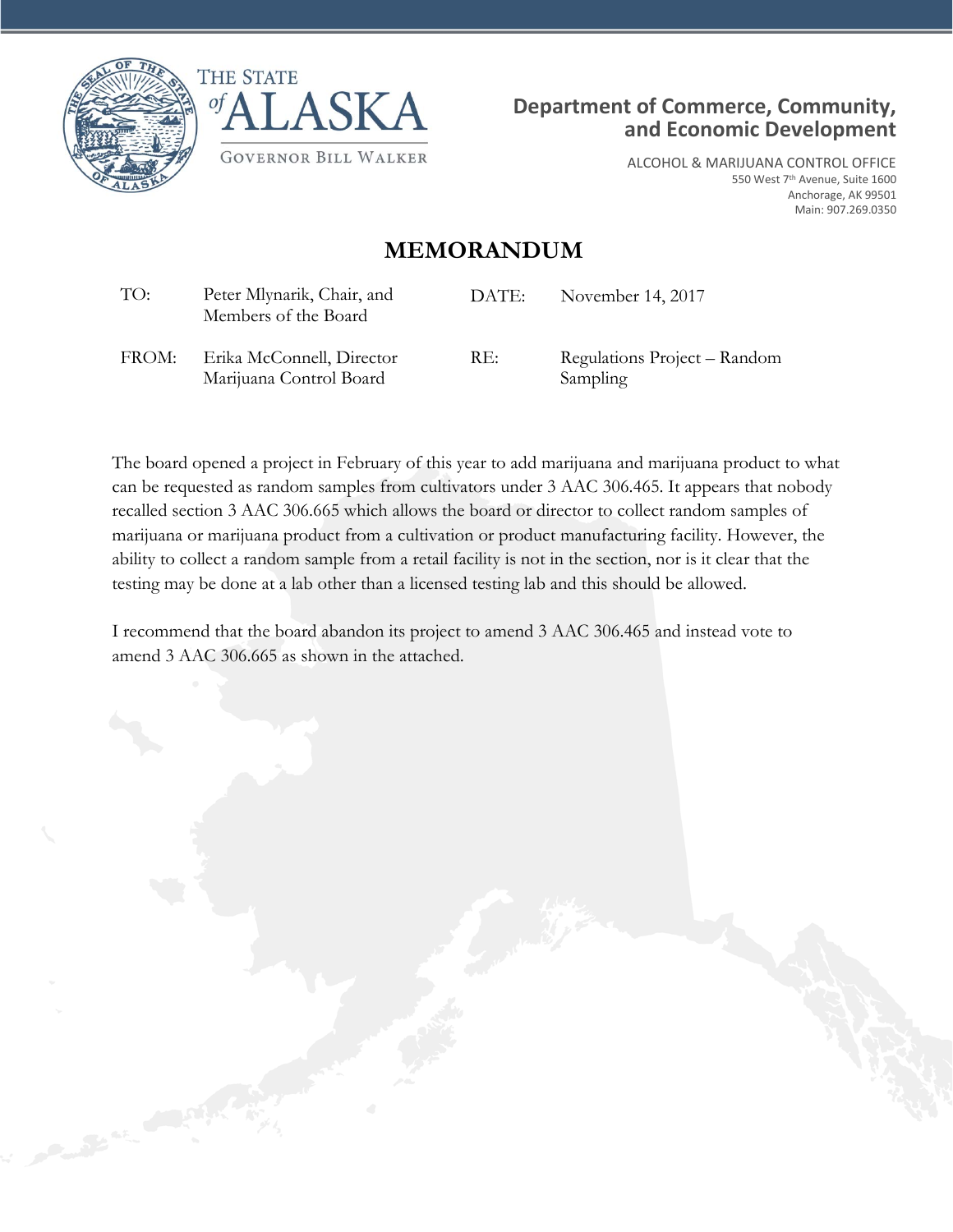THE STATE of ALASKA

GOVERNOR BILL WALKER

**Department of Commerce, Community, and Economic Development**

ALCOHOL & MARIJUANA CONTROL OFFICE
550 West 7th Avenue, Suite 1600
Anchorage, AK 99501
Main: 907.269.0350

# MEMORANDUM

| | | | |
|---|---|---|---|
| TO: | Peter Mlynarik, Chair, and Members of the Board | DATE: | November 14, 2017 |
| FROM: | Erika McConnell, Director Marijuana Control Board | RE: | Regulations Project – Random Sampling |

The board opened a project in February of this year to add marijuana and marijuana product to what can be requested as random samples from cultivators under 3 AAC 306.465. It appears that nobody recalled section 3 AAC 306.665 which allows the board or director to collect random samples of marijuana or marijuana product from a cultivation or product manufacturing facility. However, the ability to collect a random sample from a retail facility is not in the section, nor is it clear that the testing may be done at a lab other than a licensed testing lab and this should be allowed.

I recommend that the board abandon its project to amend 3 AAC 306.465 and instead vote to amend 3 AAC 306.665 as shown in the attached.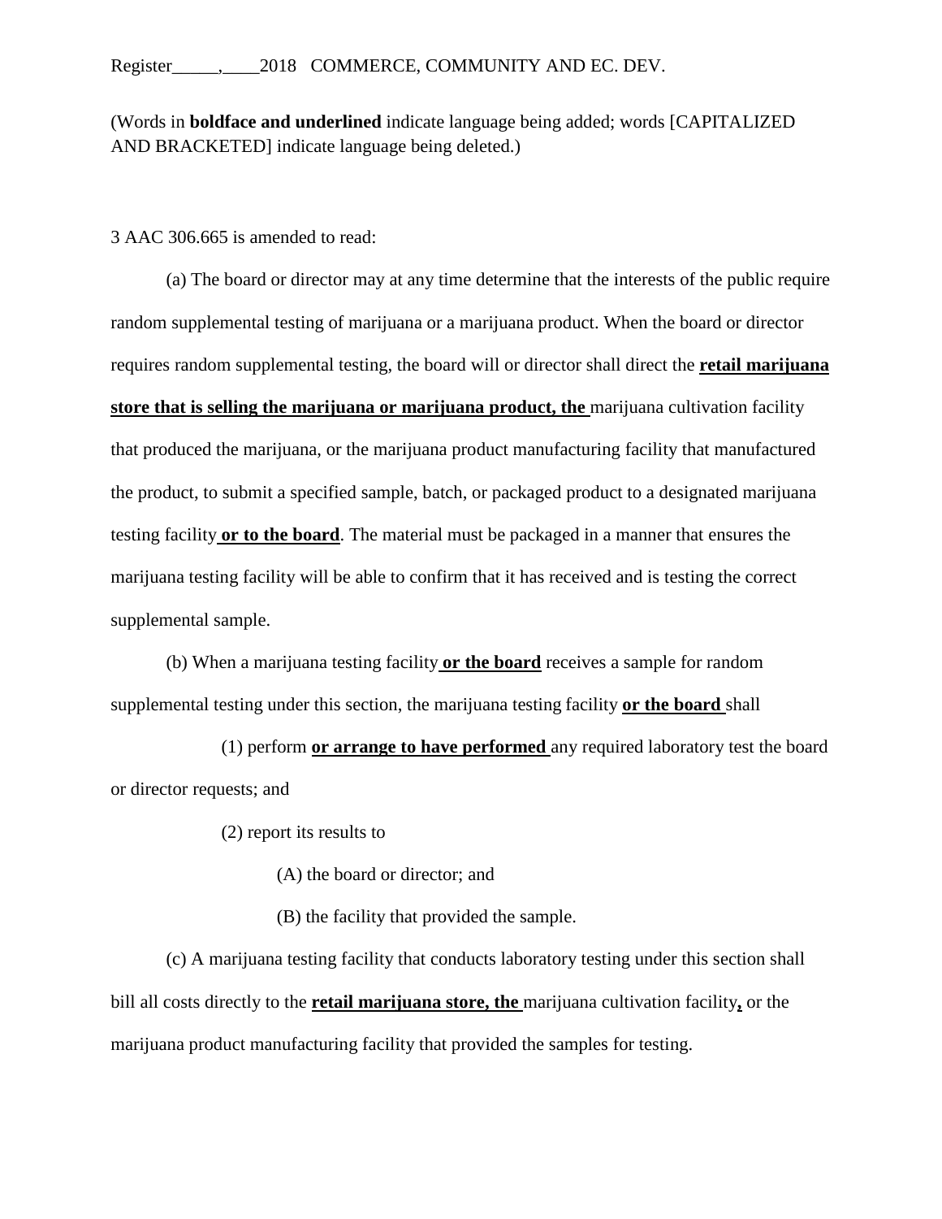Register_____,____2018 COMMERCE, COMMUNITY AND EC. DEV.

(Words in **boldface and underlined** indicate language being added; words [CAPITALIZED AND BRACKETED] indicate language being deleted.)

3 AAC 306.665 is amended to read:

(a) The board or director may at any time determine that the interests of the public require random supplemental testing of marijuana or a marijuana product. When the board or director requires random supplemental testing, the board will or director shall direct the **<u>retail marijuana store that is selling the marijuana or marijuana product, the</u>** marijuana cultivation facility that produced the marijuana, or the marijuana product manufacturing facility that manufactured the product, to submit a specified sample, batch, or packaged product to a designated marijuana testing facility **<u>or to the board</u>**. The material must be packaged in a manner that ensures the marijuana testing facility will be able to confirm that it has received and is testing the correct supplemental sample.

(b) When a marijuana testing facility **<u>or the board</u>** receives a sample for random supplemental testing under this section, the marijuana testing facility **<u>or the board</u>** shall

(1) perform **<u>or arrange to have performed</u>** any required laboratory test the board or director requests; and

(2) report its results to

(A) the board or director; and

(B) the facility that provided the sample.

(c) A marijuana testing facility that conducts laboratory testing under this section shall bill all costs directly to the **<u>retail marijuana store, the</u>** marijuana cultivation facility**<u>,</u>** or the marijuana product manufacturing facility that provided the samples for testing.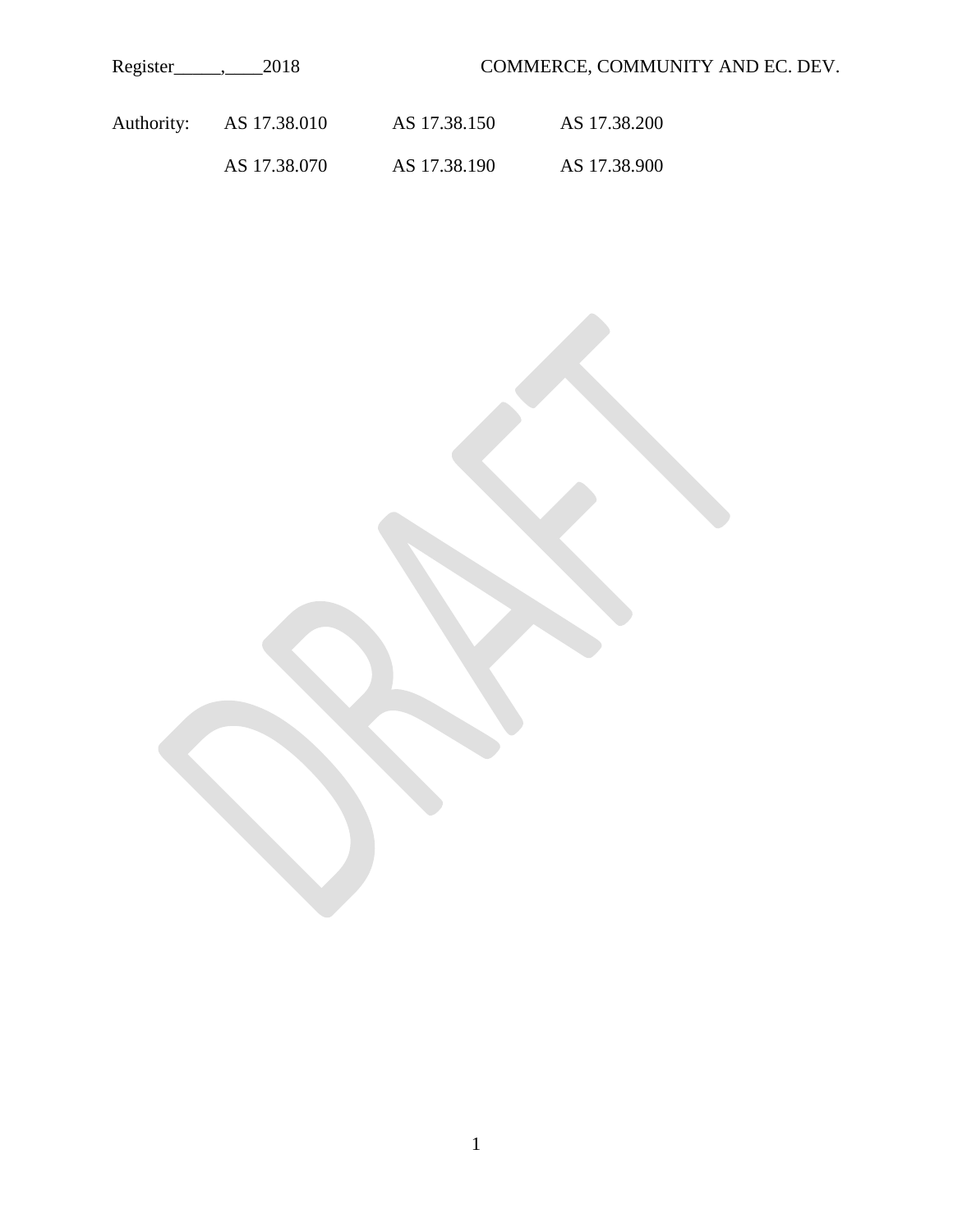Authority: AS 17.38.010 AS 17.38.150 AS 17.38.200

AS 17.38.070 AS 17.38.190 AS 17.38.900